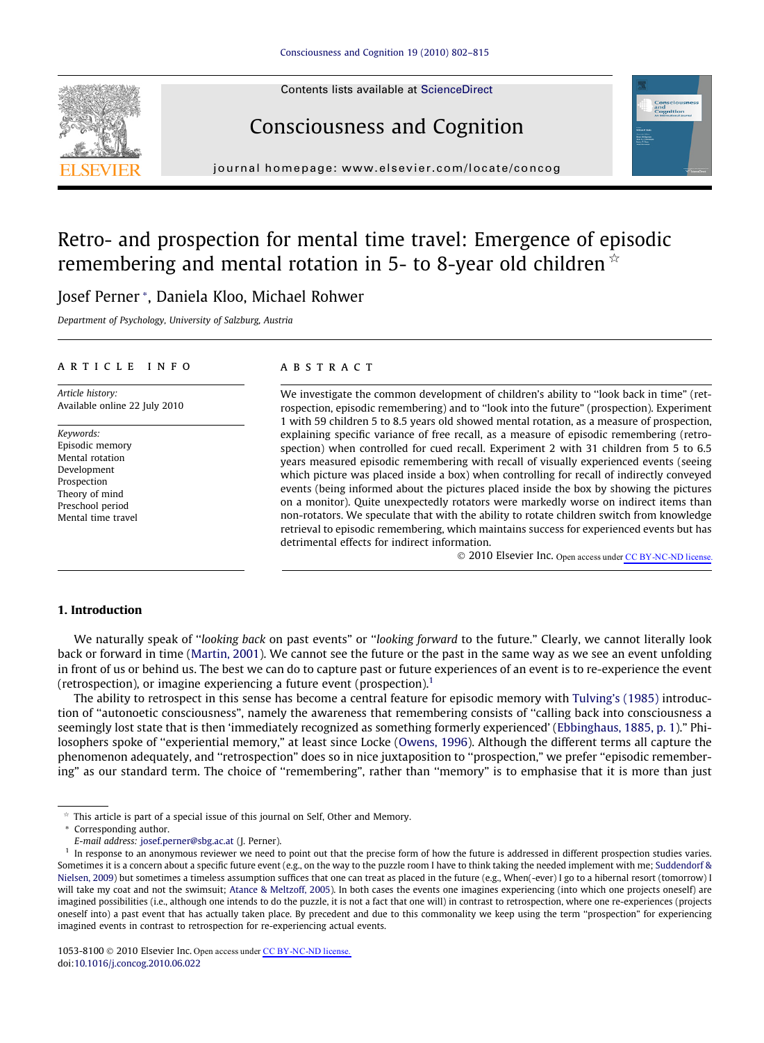# Retro- and prospection for mental time travel: Emergence of episodic remembering and mental rotation in 5- to 8-year old children ☆

Josef Perner *, Daniela Kloo, Michael Rohwer

*Department of Psychology, University of Salzburg, Austria*

## ARTICLE INFO

*Article history:*
Available online 22 July 2010

*Keywords:*
Episodic memory
Mental rotation
Development
Prospection
Theory of mind
Preschool period
Mental time travel

## ABSTRACT

We investigate the common development of children's ability to "look back in time" (retrospection, episodic remembering) and to "look into the future" (prospection). Experiment 1 with 59 children 5 to 8.5 years old showed mental rotation, as a measure of prospection, explaining specific variance of free recall, as a measure of episodic remembering (retrospection) when controlled for cued recall. Experiment 2 with 31 children from 5 to 6.5 years measured episodic remembering with recall of visually experienced events (seeing which picture was placed inside a box) when controlling for recall of indirectly conveyed events (being informed about the pictures placed inside the box by showing the pictures on a monitor). Quite unexpectedly rotators were markedly worse on indirect items than non-rotators. We speculate that with the ability to rotate children switch from knowledge retrieval to episodic remembering, which maintains success for experienced events but has detrimental effects for indirect information.

© 2010 Elsevier Inc. Open access under CC BY-NC-ND license.

## 1. Introduction

We naturally speak of "*looking back* on past events" or "*looking forward* to the future." Clearly, we cannot literally look back or forward in time (Martin, 2001). We cannot see the future or the past in the same way as we see an event unfolding in front of us or behind us. The best we can do to capture past or future experiences of an event is to re-experience the event (retrospection), or imagine experiencing a future event (prospection).[1]

The ability to retrospect in this sense has become a central feature for episodic memory with Tulving's (1985) introduction of "autonoetic consciousness", namely the awareness that remembering consists of "calling back into consciousness a seemingly lost state that is then 'immediately recognized as something formerly experienced' (Ebbinghaus, 1885, p. 1)." Philosophers spoke of "experiential memory," at least since Locke (Owens, 1996). Although the different terms all capture the phenomenon adequately, and "retrospection" does so in nice juxtaposition to "prospection," we prefer "episodic remembering" as our standard term. The choice of "remembering", rather than "memory" is to emphasise that it is more than just

---

☆ This article is part of a special issue of this journal on Self, Other and Memory.

\* Corresponding author.
*E-mail address:* josef.perner@sbg.ac.at (J. Perner).

[1] In response to an anonymous reviewer we need to point out that the precise form of how the future is addressed in different prospection studies varies. Sometimes it is a concern about a specific future event (e.g., on the way to the puzzle room I have to think taking the needed implement with me; Suddendorf & Nielsen, 2009) but sometimes a timeless assumption suffices that one can treat as placed in the future (e.g., When(-ever) I go to a hibernal resort (tomorrow) I will take my coat and not the swimsuit; Atance & Meltzoff, 2005). In both cases the events one imagines experiencing (into which one projects oneself) are imagined possibilities (i.e., although one intends to do the puzzle, it is not a fact that one will) in contrast to retrospection, where one re-experiences (projects oneself into) a past event that has actually taken place. By precedent and due to this commonality we keep using the term "prospection" for experiencing imagined events in contrast to retrospection for re-experiencing actual events.

1053-8100 © 2010 Elsevier Inc. Open access under CC BY-NC-ND license.
doi:10.1016/j.concog.2010.06.022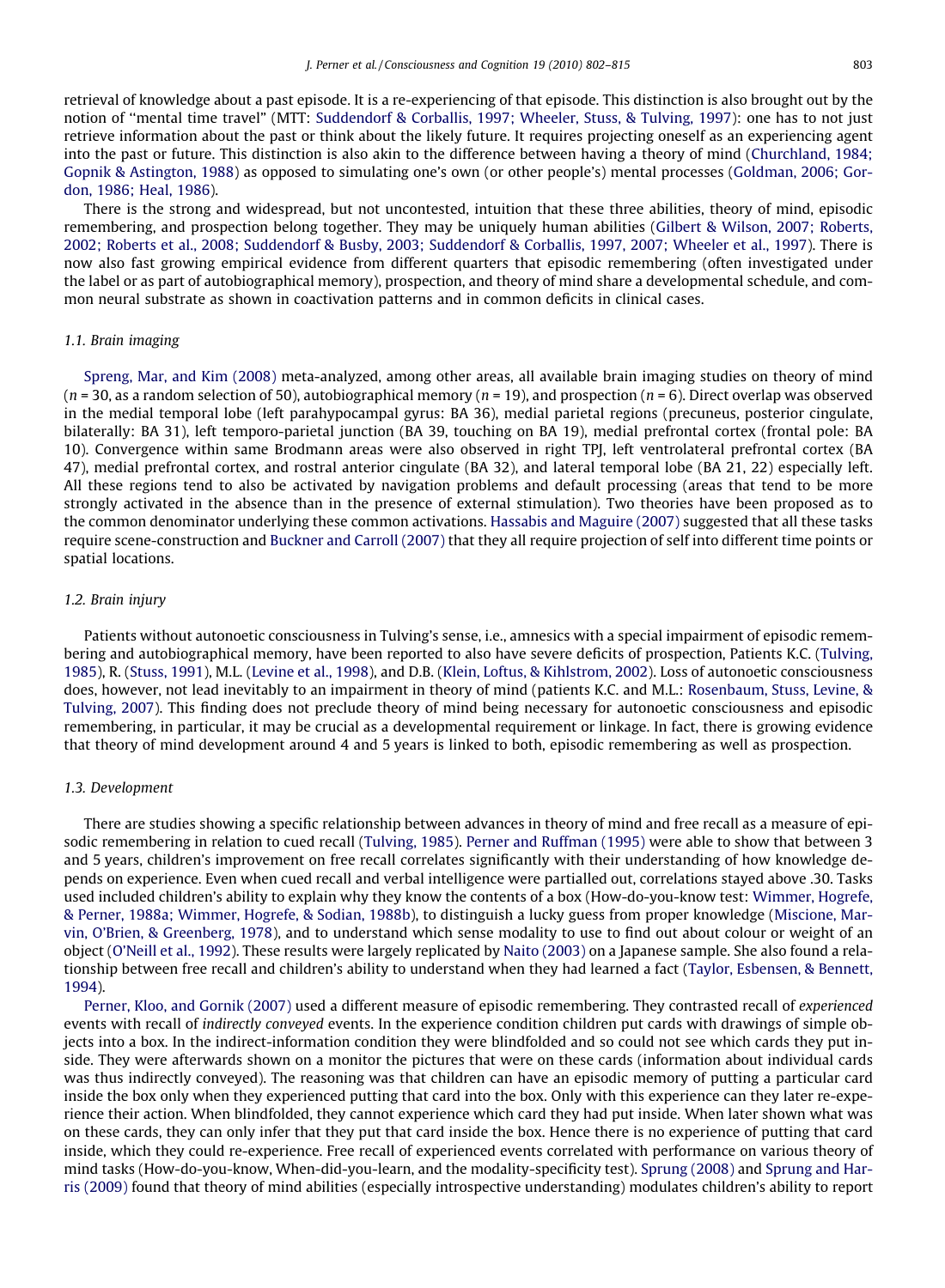retrieval of knowledge about a past episode. It is a re-experiencing of that episode. This distinction is also brought out by the notion of ''mental time travel'' (MTT: Suddendorf & Corballis, 1997; Wheeler, Stuss, & Tulving, 1997): one has to not just retrieve information about the past or think about the likely future. It requires projecting oneself as an experiencing agent into the past or future. This distinction is also akin to the difference between having a theory of mind (Churchland, 1984; Gopnik & Astington, 1988) as opposed to simulating one's own (or other people's) mental processes (Goldman, 2006; Gordon, 1986; Heal, 1986).

There is the strong and widespread, but not uncontested, intuition that these three abilities, theory of mind, episodic remembering, and prospection belong together. They may be uniquely human abilities (Gilbert & Wilson, 2007; Roberts, 2002; Roberts et al., 2008; Suddendorf & Busby, 2003; Suddendorf & Corballis, 1997, 2007; Wheeler et al., 1997). There is now also fast growing empirical evidence from different quarters that episodic remembering (often investigated under the label or as part of autobiographical memory), prospection, and theory of mind share a developmental schedule, and common neural substrate as shown in coactivation patterns and in common deficits in clinical cases.

### 1.1. Brain imaging

Spreng, Mar, and Kim (2008) meta-analyzed, among other areas, all available brain imaging studies on theory of mind ($n = 30$, as a random selection of 50), autobiographical memory ($n = 19$), and prospection ($n = 6$). Direct overlap was observed in the medial temporal lobe (left parahypocampal gyrus: BA 36), medial parietal regions (precuneus, posterior cingulate, bilaterally: BA 31), left temporo-parietal junction (BA 39, touching on BA 19), medial prefrontal cortex (frontal pole: BA 10). Convergence within same Brodmann areas were also observed in right TPJ, left ventrolateral prefrontal cortex (BA 47), medial prefrontal cortex, and rostral anterior cingulate (BA 32), and lateral temporal lobe (BA 21, 22) especially left. All these regions tend to also be activated by navigation problems and default processing (areas that tend to be more strongly activated in the absence than in the presence of external stimulation). Two theories have been proposed as to the common denominator underlying these common activations. Hassabis and Maguire (2007) suggested that all these tasks require scene-construction and Buckner and Carroll (2007) that they all require projection of self into different time points or spatial locations.

### 1.2. Brain injury

Patients without autonoetic consciousness in Tulving's sense, i.e., amnesics with a special impairment of episodic remembering and autobiographical memory, have been reported to also have severe deficits of prospection, Patients K.C. (Tulving, 1985), R. (Stuss, 1991), M.L. (Levine et al., 1998), and D.B. (Klein, Loftus, & Kihlstrom, 2002). Loss of autonoetic consciousness does, however, not lead inevitably to an impairment in theory of mind (patients K.C. and M.L.: Rosenbaum, Stuss, Levine, & Tulving, 2007). This finding does not preclude theory of mind being necessary for autonoetic consciousness and episodic remembering, in particular, it may be crucial as a developmental requirement or linkage. In fact, there is growing evidence that theory of mind development around 4 and 5 years is linked to both, episodic remembering as well as prospection.

### 1.3. Development

There are studies showing a specific relationship between advances in theory of mind and free recall as a measure of episodic remembering in relation to cued recall (Tulving, 1985). Perner and Ruffman (1995) were able to show that between 3 and 5 years, children's improvement on free recall correlates significantly with their understanding of how knowledge depends on experience. Even when cued recall and verbal intelligence were partialled out, correlations stayed above .30. Tasks used included children's ability to explain why they know the contents of a box (How-do-you-know test: Wimmer, Hogrefe, & Perner, 1988a; Wimmer, Hogrefe, & Sodian, 1988b), to distinguish a lucky guess from proper knowledge (Miscione, Marvin, O'Brien, & Greenberg, 1978), and to understand which sense modality to use to find out about colour or weight of an object (O'Neill et al., 1992). These results were largely replicated by Naito (2003) on a Japanese sample. She also found a relationship between free recall and children's ability to understand when they had learned a fact (Taylor, Esbensen, & Bennett, 1994).

Perner, Kloo, and Gornik (2007) used a different measure of episodic remembering. They contrasted recall of *experienced* events with recall of *indirectly conveyed* events. In the experience condition children put cards with drawings of simple objects into a box. In the indirect-information condition they were blindfolded and so could not see which cards they put inside. They were afterwards shown on a monitor the pictures that were on these cards (information about individual cards was thus indirectly conveyed). The reasoning was that children can have an episodic memory of putting a particular card inside the box only when they experienced putting that card into the box. Only with this experience can they later re-experience their action. When blindfolded, they cannot experience which card they had put inside. When later shown what was on these cards, they can only infer that they put that card inside the box. Hence there is no experience of putting that card inside, which they could re-experience. Free recall of experienced events correlated with performance on various theory of mind tasks (How-do-you-know, When-did-you-learn, and the modality-specificity test). Sprung (2008) and Sprung and Harris (2009) found that theory of mind abilities (especially introspective understanding) modulates children's ability to report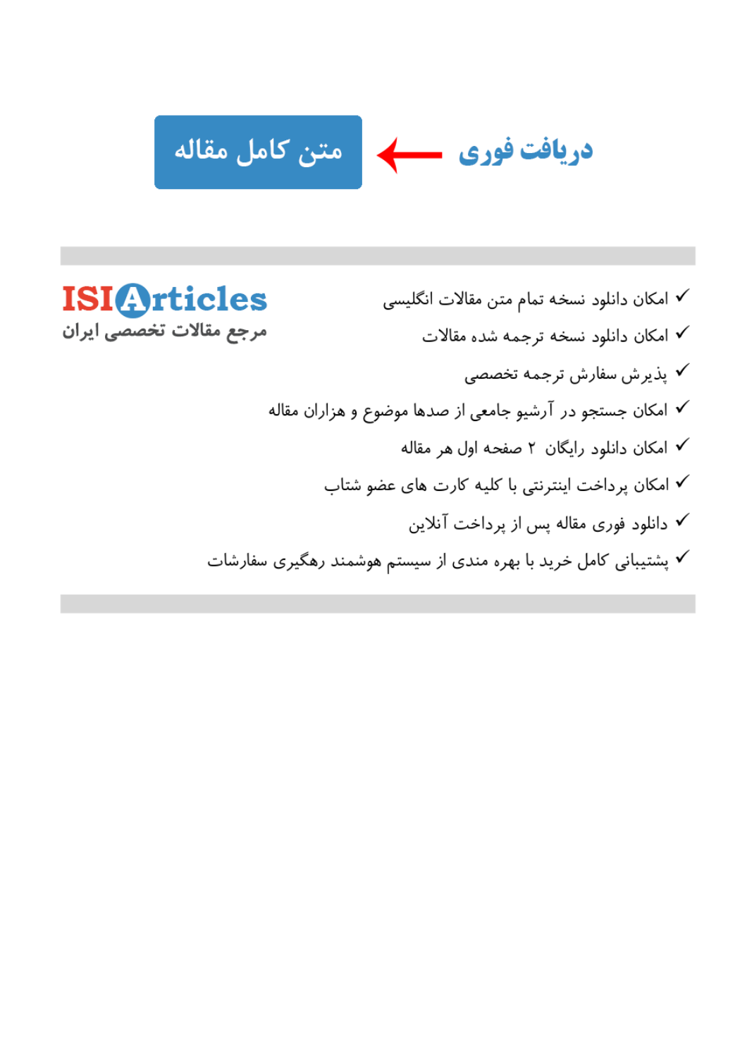دریافت فوری ← متن کامل مقاله

ISIArticles
مرجع مقالات تخصصی ایران

- ✓ امکان دانلود نسخه تمام متن مقالات انگلیسی
- ✓ امکان دانلود نسخه ترجمه شده مقالات
- ✓ پذیرش سفارش ترجمه تخصصی
- ✓ امکان جستجو در آرشیو جامعی از صدها موضوع و هزاران مقاله
- ✓ امکان دانلود رایگان ۲ صفحه اول هر مقاله
- ✓ امکان پرداخت اینترنتی با کلیه کارت های عضو شتاب
- ✓ دانلود فوری مقاله پس از پرداخت آنلاین
- ✓ پشتیبانی کامل خرید با بهره مندی از سیستم هوشمند رهگیری سفارشات